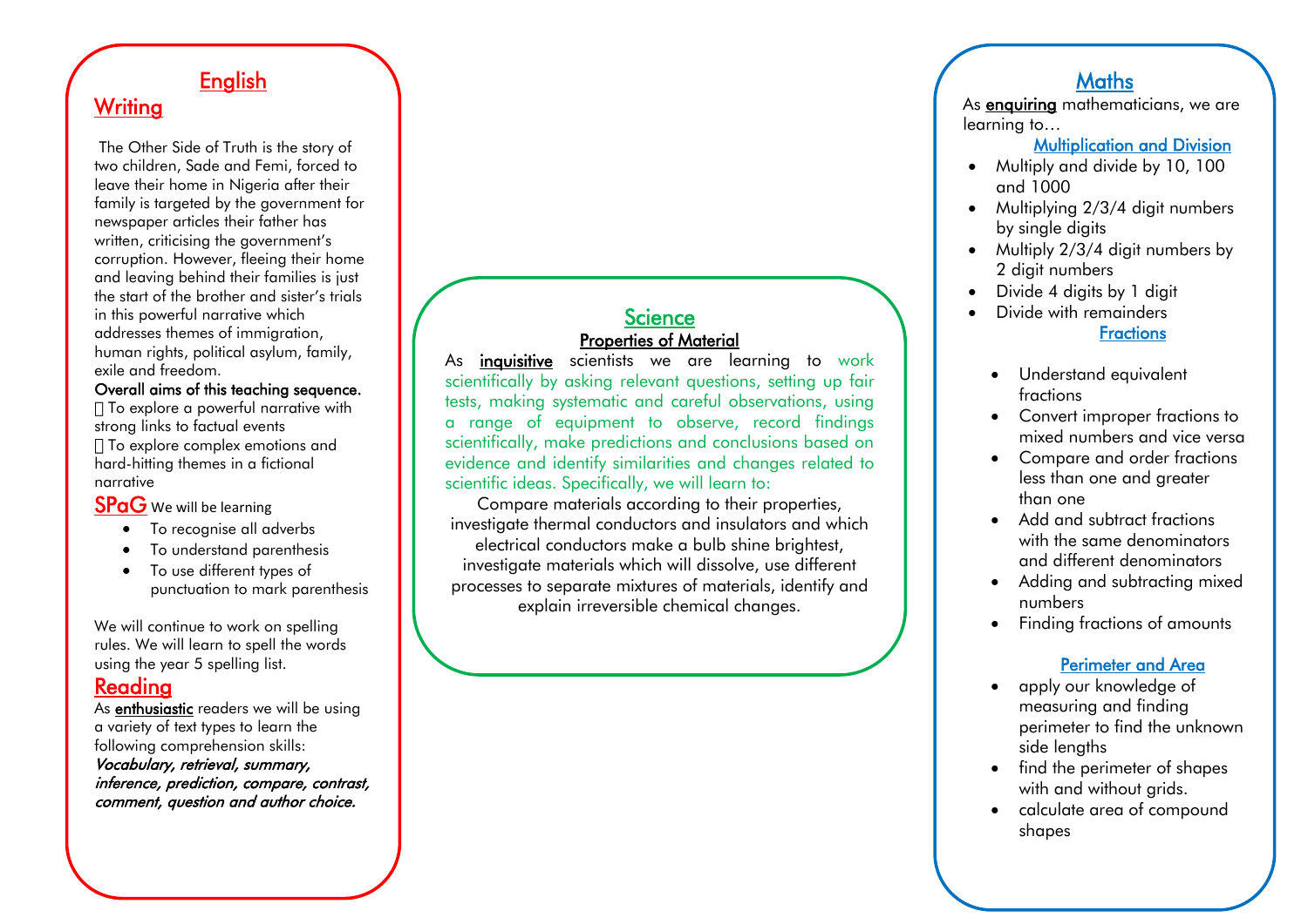# English

## Writing

The Other Side of Truth is the story of two children, Sade and Femi, forced to leave their home in Nigeria after their family is targeted by the government for newspaper articles their father has written, criticising the government's corruption. However, fleeing their home and leaving behind their families is just the start of the brother and sister's trials in this powerful narrative which addresses themes of immigration, human rights, political asylum, family, exile and freedom.

**Overall aims of this teaching sequence.**

- To explore a powerful narrative with strong links to factual events
- To explore complex emotions and hard-hitting themes in a fictional narrative

## SPaG

We will be learning

- To recognise all adverbs
- To understand parenthesis
- To use different types of punctuation to mark parenthesis

We will continue to work on spelling rules. We will learn to spell the words using the year 5 spelling list.

## Reading

As **enthusiastic** readers we will be using a variety of text types to learn the following comprehension skills:

***Vocabulary, retrieval, summary, inference, prediction, compare, contrast, comment, question and author choice.***

# Science

## Properties of Material

As **inquisitive** scientists we are learning to work scientifically by asking relevant questions, setting up fair tests, making systematic and careful observations, using a range of equipment to observe, record findings scientifically, make predictions and conclusions based on evidence and identify similarities and changes related to scientific ideas. Specifically, we will learn to:

Compare materials according to their properties, investigate thermal conductors and insulators and which electrical conductors make a bulb shine brightest, investigate materials which will dissolve, use different processes to separate mixtures of materials, identify and explain irreversible chemical changes.

# Maths

As **enquiring** mathematicians, we are learning to…

## Multiplication and Division

- Multiply and divide by 10, 100 and 1000
- Multiplying 2/3/4 digit numbers by single digits
- Multiply 2/3/4 digit numbers by 2 digit numbers
- Divide 4 digits by 1 digit
- Divide with remainders

## Fractions

- Understand equivalent fractions
- Convert improper fractions to mixed numbers and vice versa
- Compare and order fractions less than one and greater than one
- Add and subtract fractions with the same denominators and different denominators
- Adding and subtracting mixed numbers
- Finding fractions of amounts

## Perimeter and Area

- apply our knowledge of measuring and finding perimeter to find the unknown side lengths
- find the perimeter of shapes with and without grids.
- calculate area of compound shapes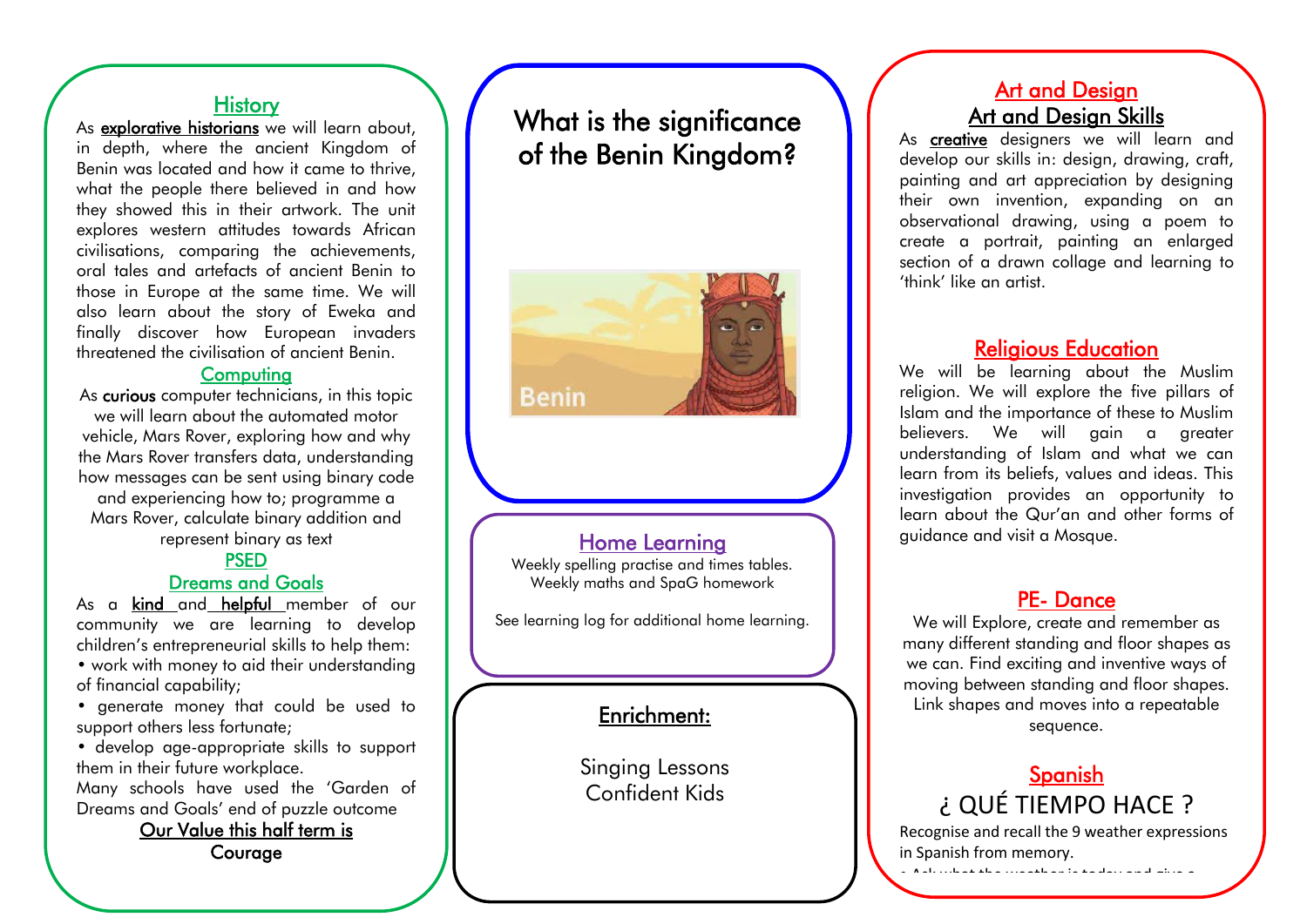## History

As **explorative historians** we will learn about, in depth, where the ancient Kingdom of Benin was located and how it came to thrive, what the people there believed in and how they showed this in their artwork. The unit explores western attitudes towards African civilisations, comparing the achievements, oral tales and artefacts of ancient Benin to those in Europe at the same time. We will also learn about the story of Eweka and finally discover how European invaders threatened the civilisation of ancient Benin.

## Computing

As **curious** computer technicians, in this topic we will learn about the automated motor vehicle, Mars Rover, exploring how and why the Mars Rover transfers data, understanding how messages can be sent using binary code and experiencing how to; programme a Mars Rover, calculate binary addition and represent binary as text

## PSED

### Dreams and Goals

As a **kind** and **helpful** member of our community we are learning to develop children's entrepreneurial skills to help them:

- work with money to aid their understanding of financial capability;
- generate money that could be used to support others less fortunate;
- develop age-appropriate skills to support them in their future workplace.

Many schools have used the 'Garden of Dreams and Goals' end of puzzle outcome

**Our Value this half term is**

**Courage**

# What is the significance of the Benin Kingdom?

Benin

## Home Learning

Weekly spelling practise and times tables.
Weekly maths and SpaG homework

See learning log for additional home learning.

## Enrichment:

Singing Lessons
Confident Kids

## Art and Design

### Art and Design Skills

As **creative** designers we will learn and develop our skills in: design, drawing, craft, painting and art appreciation by designing their own invention, expanding on an observational drawing, using a poem to create a portrait, painting an enlarged section of a drawn collage and learning to 'think' like an artist.

## Religious Education

We will be learning about the Muslim religion. We will explore the five pillars of Islam and the importance of these to Muslim believers. We will gain a greater understanding of Islam and what we can learn from its beliefs, values and ideas. This investigation provides an opportunity to learn about the Qur'an and other forms of guidance and visit a Mosque.

## PE- Dance

We will Explore, create and remember as many different standing and floor shapes as we can. Find exciting and inventive ways of moving between standing and floor shapes. Link shapes and moves into a repeatable sequence.

## Spanish

### ¿ QUÉ TIEMPO HACE ?

Recognise and recall the 9 weather expressions in Spanish from memory.